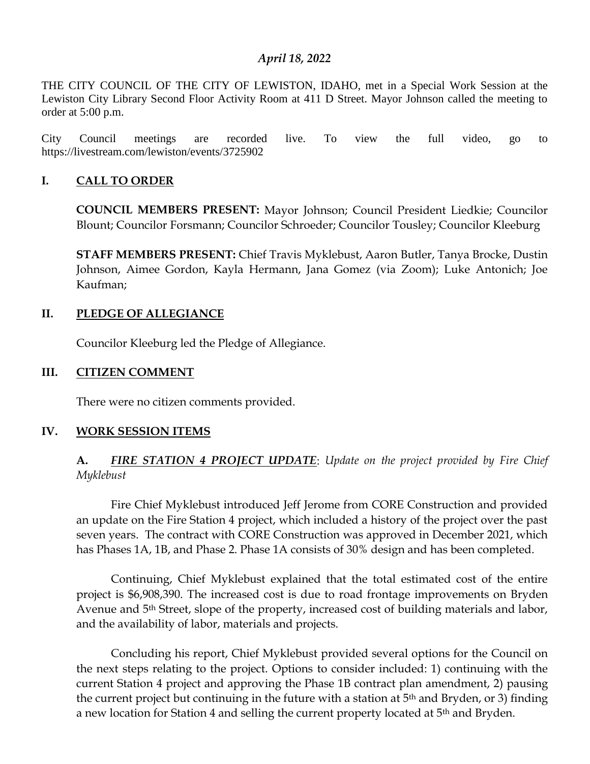*April 18, 2022*

THE CITY COUNCIL OF THE CITY OF LEWISTON, IDAHO, met in a Special Work Session at the Lewiston City Library Second Floor Activity Room at 411 D Street. Mayor Johnson called the meeting to order at 5:00 p.m.

City Council meetings are recorded live. To view the full video, go to https://livestream.com/lewiston/events/3725902

## I. CALL TO ORDER

**COUNCIL MEMBERS PRESENT:** Mayor Johnson; Council President Liedkie; Councilor Blount; Councilor Forsmann; Councilor Schroeder; Councilor Tousley; Councilor Kleeburg

**STAFF MEMBERS PRESENT:** Chief Travis Myklebust, Aaron Butler, Tanya Brocke, Dustin Johnson, Aimee Gordon, Kayla Hermann, Jana Gomez (via Zoom); Luke Antonich; Joe Kaufman;

## II. PLEDGE OF ALLEGIANCE

Councilor Kleeburg led the Pledge of Allegiance.

## III. CITIZEN COMMENT

There were no citizen comments provided.

## IV. WORK SESSION ITEMS

**A.** ***FIRE STATION 4 PROJECT UPDATE***: *Update on the project provided by Fire Chief Myklebust*

Fire Chief Myklebust introduced Jeff Jerome from CORE Construction and provided an update on the Fire Station 4 project, which included a history of the project over the past seven years. The contract with CORE Construction was approved in December 2021, which has Phases 1A, 1B, and Phase 2. Phase 1A consists of 30% design and has been completed.

Continuing, Chief Myklebust explained that the total estimated cost of the entire project is $6,908,390. The increased cost is due to road frontage improvements on Bryden Avenue and 5th Street, slope of the property, increased cost of building materials and labor, and the availability of labor, materials and projects.

Concluding his report, Chief Myklebust provided several options for the Council on the next steps relating to the project. Options to consider included: 1) continuing with the current Station 4 project and approving the Phase 1B contract plan amendment, 2) pausing the current project but continuing in the future with a station at 5th and Bryden, or 3) finding a new location for Station 4 and selling the current property located at 5th and Bryden.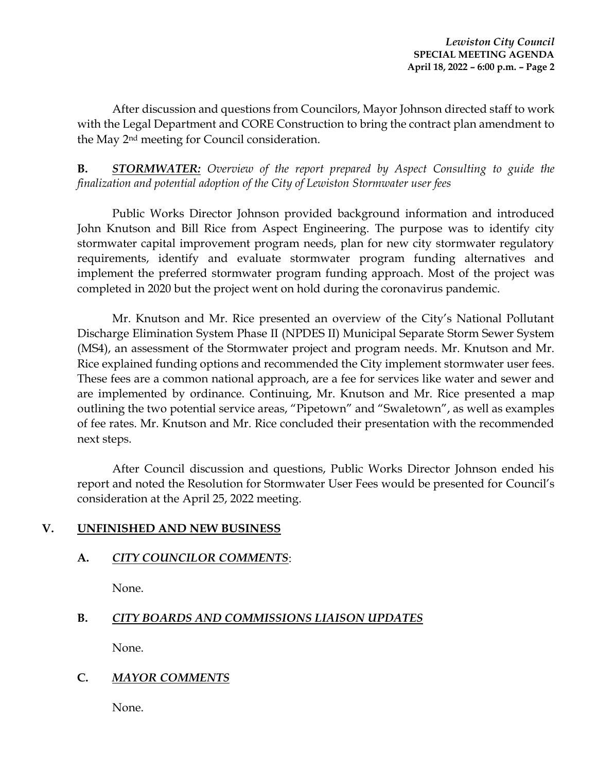After discussion and questions from Councilors, Mayor Johnson directed staff to work with the Legal Department and CORE Construction to bring the contract plan amendment to the May 2nd meeting for Council consideration.

**B.** ***STORMWATER:*** *Overview of the report prepared by Aspect Consulting to guide the finalization and potential adoption of the City of Lewiston Stormwater user fees*

Public Works Director Johnson provided background information and introduced John Knutson and Bill Rice from Aspect Engineering. The purpose was to identify city stormwater capital improvement program needs, plan for new city stormwater regulatory requirements, identify and evaluate stormwater program funding alternatives and implement the preferred stormwater program funding approach. Most of the project was completed in 2020 but the project went on hold during the coronavirus pandemic.

Mr. Knutson and Mr. Rice presented an overview of the City's National Pollutant Discharge Elimination System Phase II (NPDES II) Municipal Separate Storm Sewer System (MS4), an assessment of the Stormwater project and program needs. Mr. Knutson and Mr. Rice explained funding options and recommended the City implement stormwater user fees. These fees are a common national approach, are a fee for services like water and sewer and are implemented by ordinance. Continuing, Mr. Knutson and Mr. Rice presented a map outlining the two potential service areas, "Pipetown" and "Swaletown", as well as examples of fee rates. Mr. Knutson and Mr. Rice concluded their presentation with the recommended next steps.

After Council discussion and questions, Public Works Director Johnson ended his report and noted the Resolution for Stormwater User Fees would be presented for Council's consideration at the April 25, 2022 meeting.

## V. UNFINISHED AND NEW BUSINESS

**A.** ***CITY COUNCILOR COMMENTS***:

None.

**B.** ***CITY BOARDS AND COMMISSIONS LIAISON UPDATES***

None.

**C.** ***MAYOR COMMENTS***

None.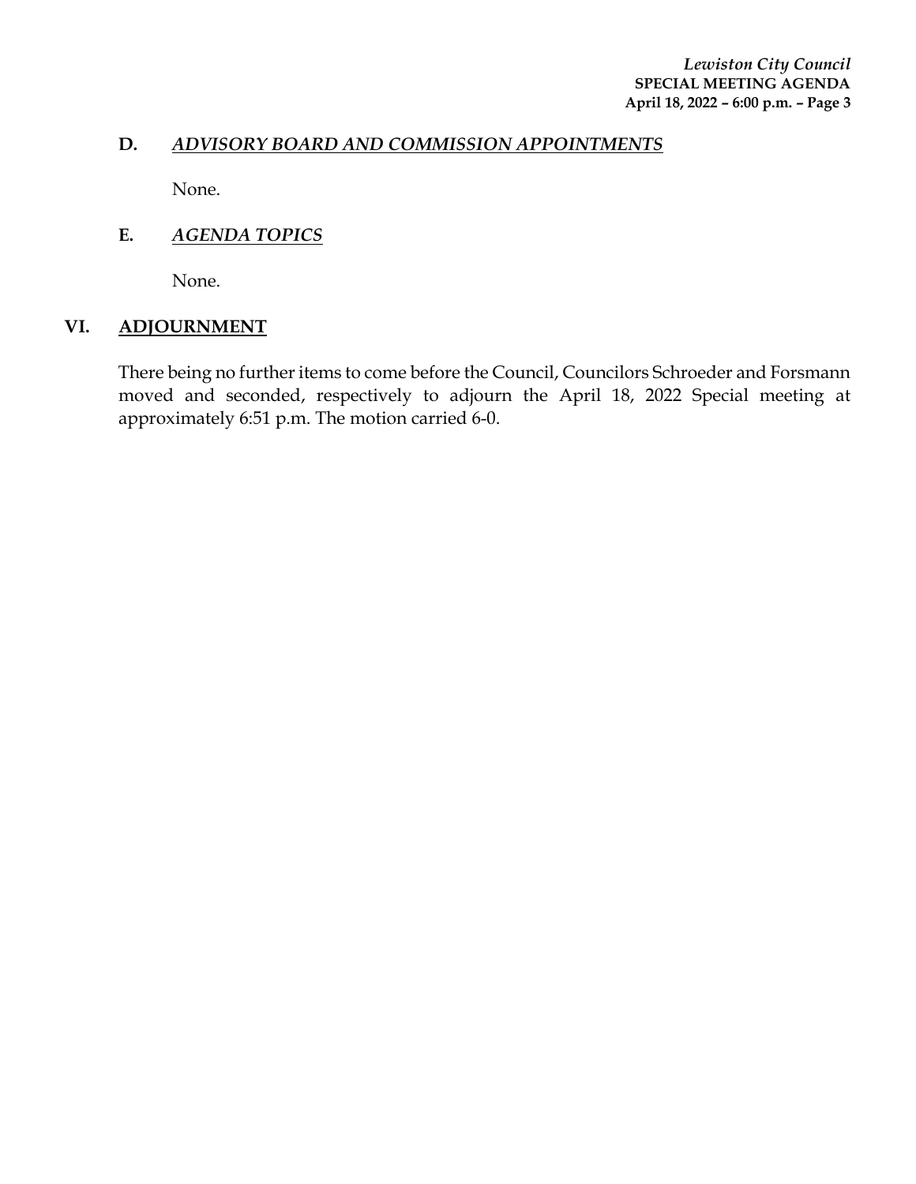### D. *ADVISORY BOARD AND COMMISSION APPOINTMENTS*

None.

### E. *AGENDA TOPICS*

None.

## VI. ADJOURNMENT

There being no further items to come before the Council, Councilors Schroeder and Forsmann moved and seconded, respectively to adjourn the April 18, 2022 Special meeting at approximately 6:51 p.m. The motion carried 6-0.